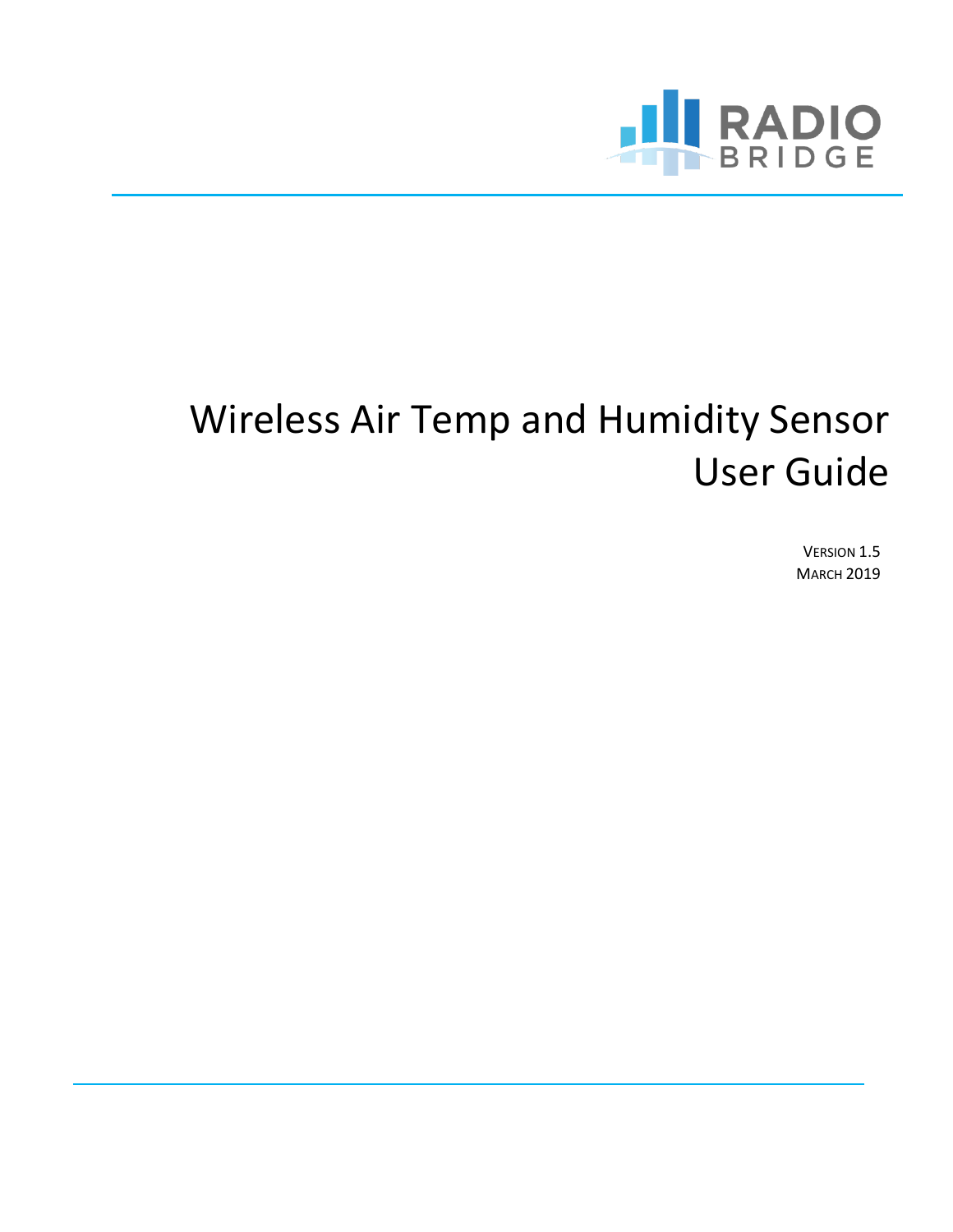RADIO BRIDGE

# Wireless Air Temp and Humidity Sensor User Guide

VERSION 1.5
MARCH 2019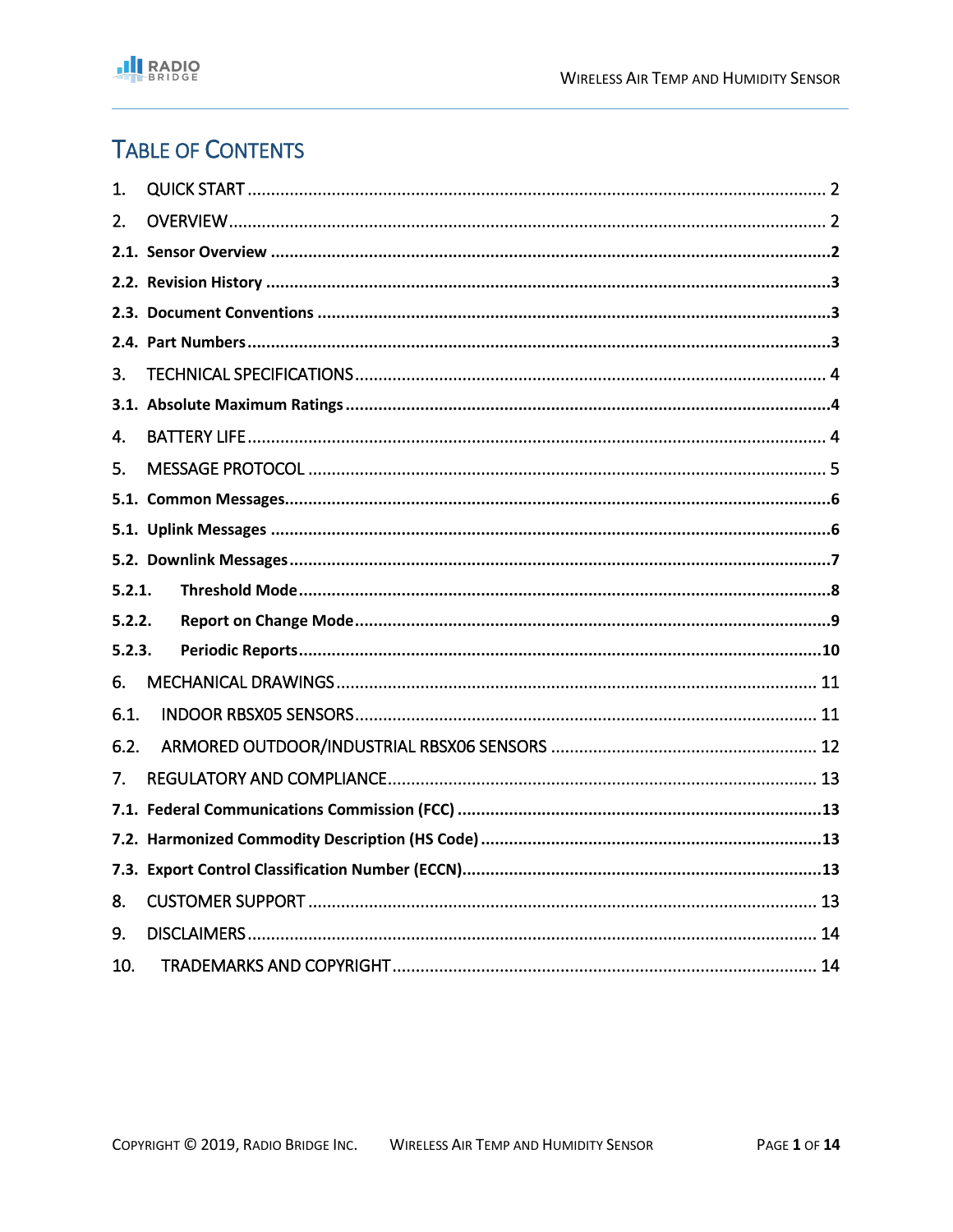# Table of Contents

1. QUICK START ........................................................................................................ 2
2. OVERVIEW ........................................................................................................... 2

**2.1. Sensor Overview** ..........................................................................................2

**2.2. Revision History** ...........................................................................................3

**2.3. Document Conventions** ................................................................................3

**2.4. Part Numbers** ...............................................................................................3

3. TECHNICAL SPECIFICATIONS ................................................................................ 4

**3.1. Absolute Maximum Ratings** ..........................................................................4

4. BATTERY LIFE ....................................................................................................... 4
5. MESSAGE PROTOCOL ........................................................................................... 5

**5.1. Common Messages** .......................................................................................6

**5.1. Uplink Messages** ..........................................................................................6

**5.2. Downlink Messages** .......................................................................................7

**5.2.1. Threshold Mode** ........................................................................................8

**5.2.2. Report on Change Mode** ............................................................................9

**5.2.3. Periodic Reports** ......................................................................................10

6. MECHANICAL DRAWINGS .................................................................................... 11

6.1. INDOOR RBSX05 SENSORS .............................................................................. 11

6.2. ARMORED OUTDOOR/INDUSTRIAL RBSX06 SENSORS ...................................... 12

7. REGULATORY AND COMPLIANCE .......................................................................... 13

**7.1. Federal Communications Commission (FCC)** ..................................................13

**7.2. Harmonized Commodity Description (HS Code)** ............................................13

**7.3. Export Control Classification Number (ECCN)** ................................................13

8. CUSTOMER SUPPORT .......................................................................................... 13
9. DISCLAIMERS ...................................................................................................... 14
10. TRADEMARKS AND COPYRIGHT ........................................................................... 14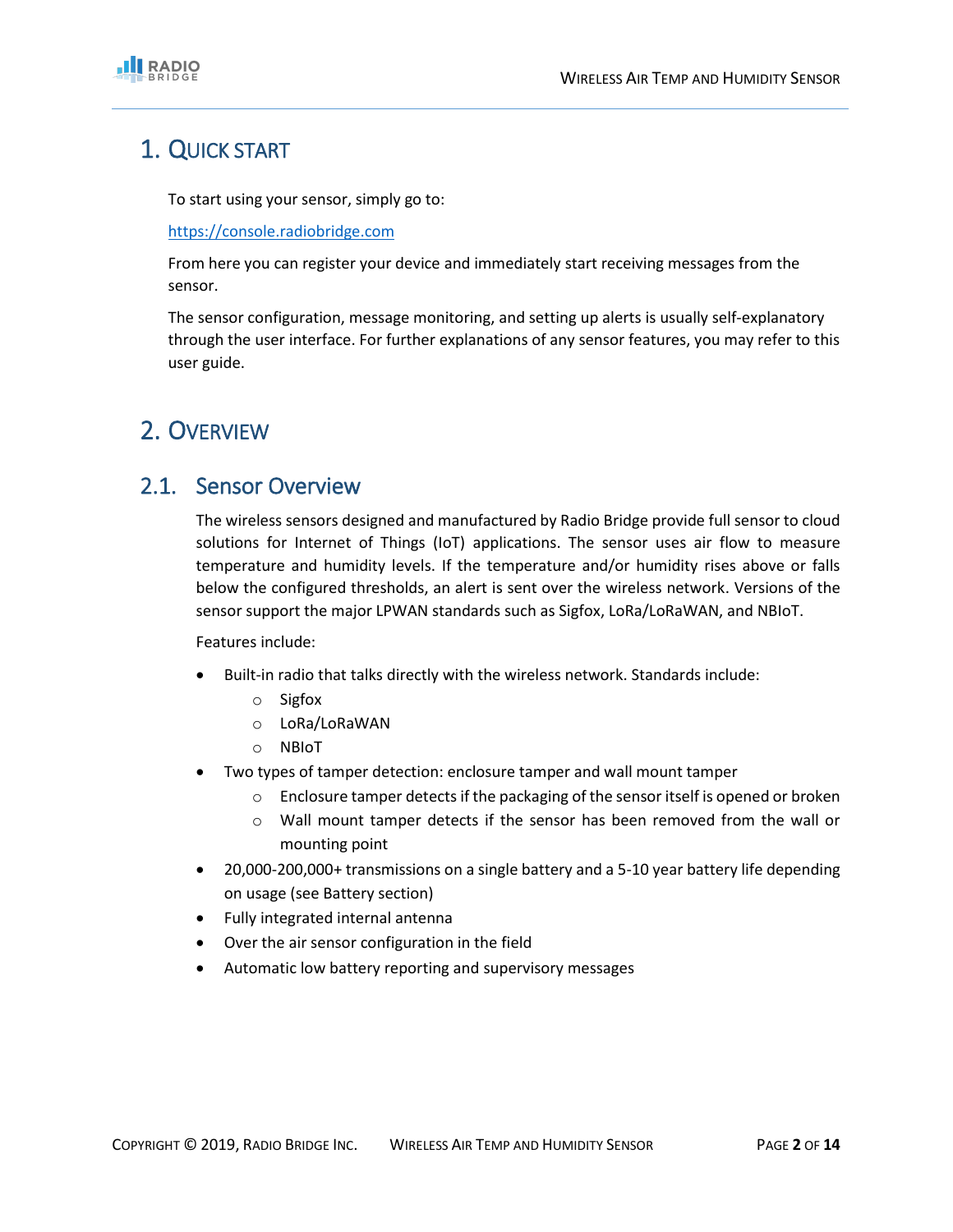# 1. Quick Start

To start using your sensor, simply go to:

https://console.radiobridge.com

From here you can register your device and immediately start receiving messages from the sensor.

The sensor configuration, message monitoring, and setting up alerts is usually self-explanatory through the user interface. For further explanations of any sensor features, you may refer to this user guide.

# 2. Overview

## 2.1. Sensor Overview

The wireless sensors designed and manufactured by Radio Bridge provide full sensor to cloud solutions for Internet of Things (IoT) applications. The sensor uses air flow to measure temperature and humidity levels. If the temperature and/or humidity rises above or falls below the configured thresholds, an alert is sent over the wireless network. Versions of the sensor support the major LPWAN standards such as Sigfox, LoRa/LoRaWAN, and NBIoT.

Features include:

- Built-in radio that talks directly with the wireless network. Standards include:
  - Sigfox
  - LoRa/LoRaWAN
  - NBIoT
- Two types of tamper detection: enclosure tamper and wall mount tamper
  - Enclosure tamper detects if the packaging of the sensor itself is opened or broken
  - Wall mount tamper detects if the sensor has been removed from the wall or mounting point
- 20,000-200,000+ transmissions on a single battery and a 5-10 year battery life depending on usage (see Battery section)
- Fully integrated internal antenna
- Over the air sensor configuration in the field
- Automatic low battery reporting and supervisory messages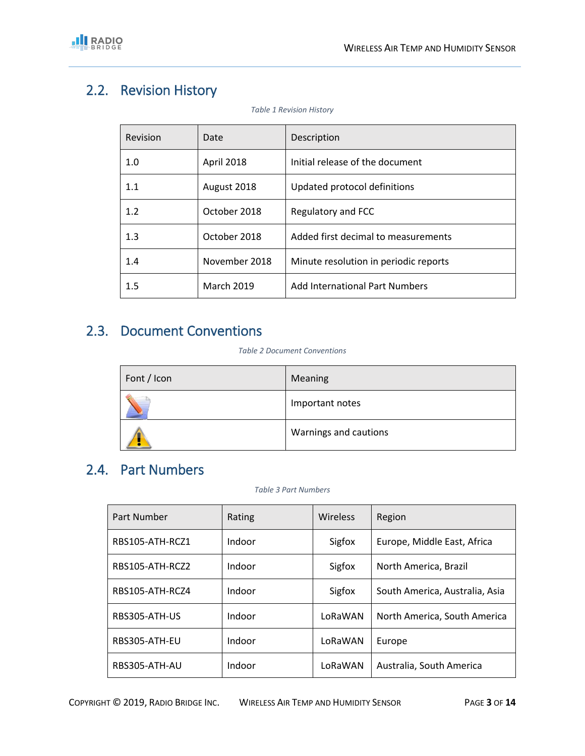## 2.2. Revision History

*Table 1 Revision History*

| Revision | Date | Description |
|---|---|---|
| 1.0 | April 2018 | Initial release of the document |
| 1.1 | August 2018 | Updated protocol definitions |
| 1.2 | October 2018 | Regulatory and FCC |
| 1.3 | October 2018 | Added first decimal to measurements |
| 1.4 | November 2018 | Minute resolution in periodic reports |
| 1.5 | March 2019 | Add International Part Numbers |

## 2.3. Document Conventions

*Table 2 Document Conventions*

| Font / Icon | Meaning |
|---|---|
| | Important notes |
| | Warnings and cautions |

## 2.4. Part Numbers

*Table 3 Part Numbers*

| Part Number | Rating | Wireless | Region |
|---|---|---|---|
| RBS105-ATH-RCZ1 | Indoor | Sigfox | Europe, Middle East, Africa |
| RBS105-ATH-RCZ2 | Indoor | Sigfox | North America, Brazil |
| RBS105-ATH-RCZ4 | Indoor | Sigfox | South America, Australia, Asia |
| RBS305-ATH-US | Indoor | LoRaWAN | North America, South America |
| RBS305-ATH-EU | Indoor | LoRaWAN | Europe |
| RBS305-ATH-AU | Indoor | LoRaWAN | Australia, South America |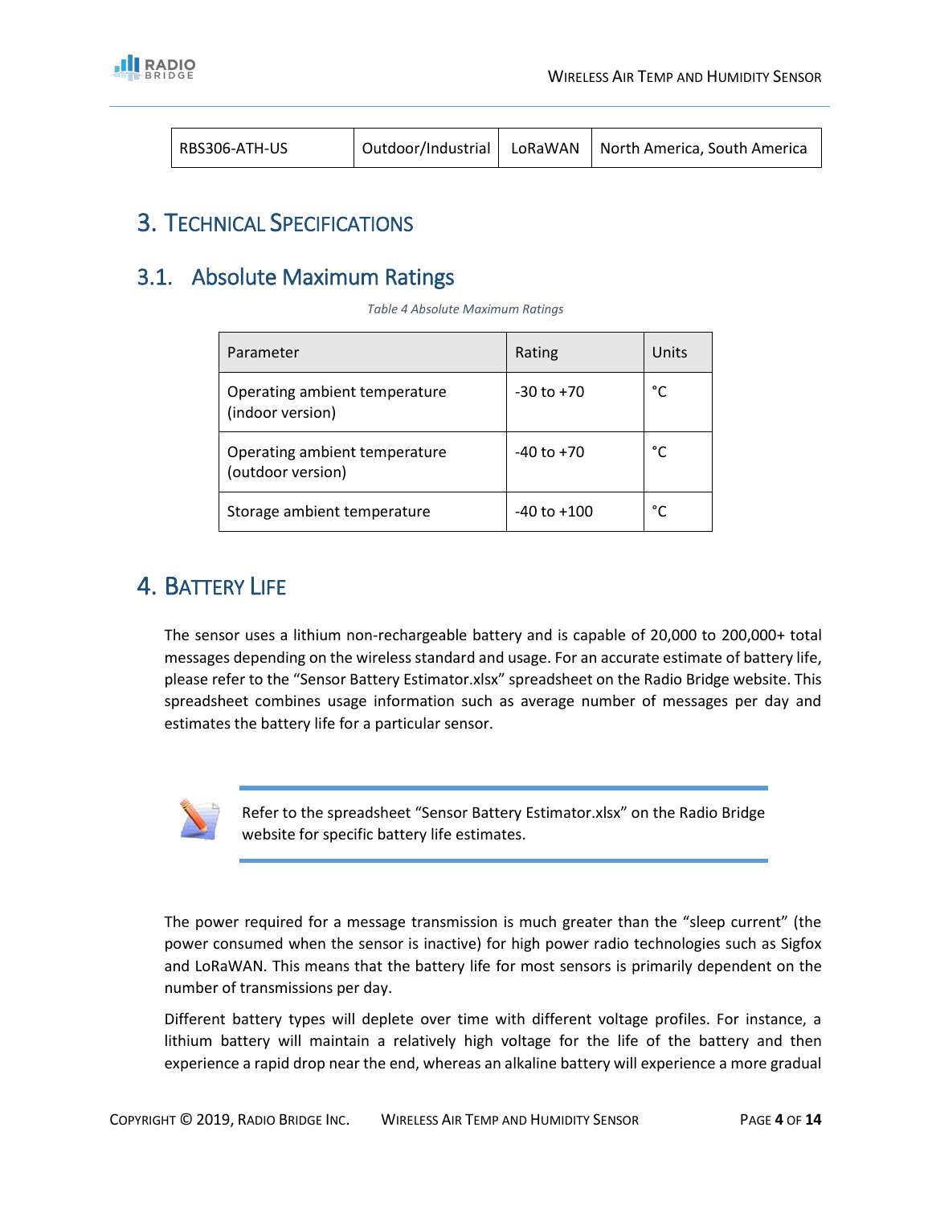| RBS306-ATH-US | Outdoor/Industrial | LoRaWAN | North America, South America |
|---|---|---|---|

# 3. Technical Specifications

## 3.1. Absolute Maximum Ratings

*Table 4 Absolute Maximum Ratings*

| Parameter | Rating | Units |
|---|---|---|
| Operating ambient temperature (indoor version) | -30 to +70 | °C |
| Operating ambient temperature (outdoor version) | -40 to +70 | °C |
| Storage ambient temperature | -40 to +100 | °C |

# 4. Battery Life

The sensor uses a lithium non-rechargeable battery and is capable of 20,000 to 200,000+ total messages depending on the wireless standard and usage. For an accurate estimate of battery life, please refer to the “Sensor Battery Estimator.xlsx” spreadsheet on the Radio Bridge website. This spreadsheet combines usage information such as average number of messages per day and estimates the battery life for a particular sensor.

> Refer to the spreadsheet “Sensor Battery Estimator.xlsx” on the Radio Bridge website for specific battery life estimates.

The power required for a message transmission is much greater than the “sleep current” (the power consumed when the sensor is inactive) for high power radio technologies such as Sigfox and LoRaWAN. This means that the battery life for most sensors is primarily dependent on the number of transmissions per day.

Different battery types will deplete over time with different voltage profiles. For instance, a lithium battery will maintain a relatively high voltage for the life of the battery and then experience a rapid drop near the end, whereas an alkaline battery will experience a more gradual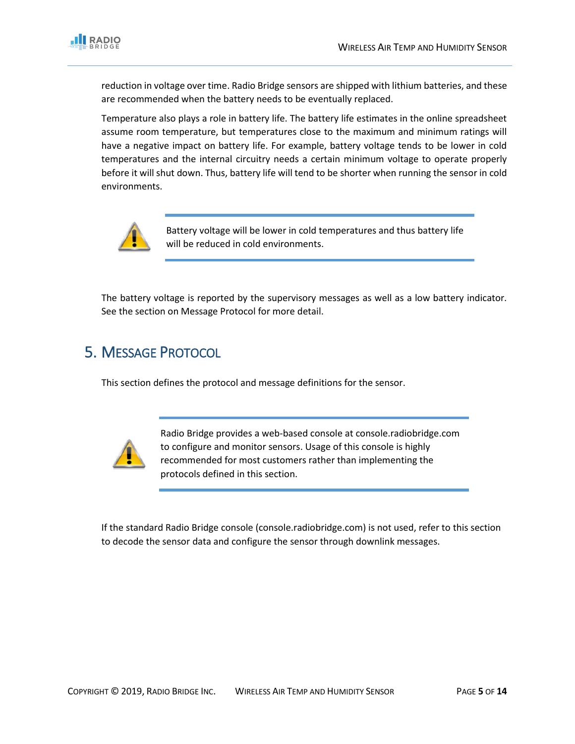reduction in voltage over time. Radio Bridge sensors are shipped with lithium batteries, and these are recommended when the battery needs to be eventually replaced.

Temperature also plays a role in battery life. The battery life estimates in the online spreadsheet assume room temperature, but temperatures close to the maximum and minimum ratings will have a negative impact on battery life. For example, battery voltage tends to be lower in cold temperatures and the internal circuitry needs a certain minimum voltage to operate properly before it will shut down. Thus, battery life will tend to be shorter when running the sensor in cold environments.

> Battery voltage will be lower in cold temperatures and thus battery life will be reduced in cold environments.

The battery voltage is reported by the supervisory messages as well as a low battery indicator. See the section on Message Protocol for more detail.

# 5. Message Protocol

This section defines the protocol and message definitions for the sensor.

> Radio Bridge provides a web-based console at console.radiobridge.com to configure and monitor sensors. Usage of this console is highly recommended for most customers rather than implementing the protocols defined in this section.

If the standard Radio Bridge console (console.radiobridge.com) is not used, refer to this section to decode the sensor data and configure the sensor through downlink messages.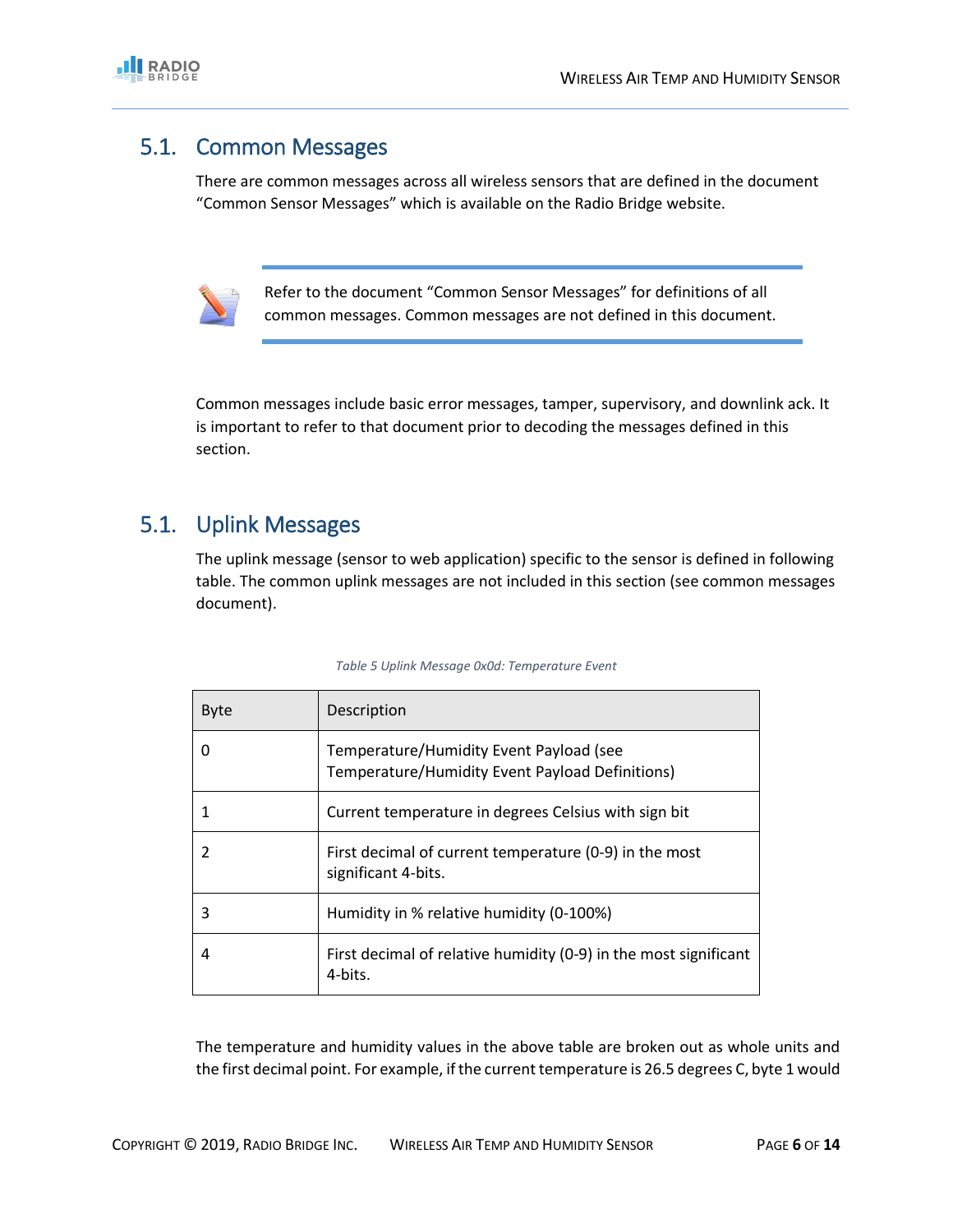## 5.1. Common Messages

There are common messages across all wireless sensors that are defined in the document "Common Sensor Messages" which is available on the Radio Bridge website.

> Refer to the document "Common Sensor Messages" for definitions of all common messages. Common messages are not defined in this document.

Common messages include basic error messages, tamper, supervisory, and downlink ack. It is important to refer to that document prior to decoding the messages defined in this section.

## 5.1. Uplink Messages

The uplink message (sensor to web application) specific to the sensor is defined in following table. The common uplink messages are not included in this section (see common messages document).

*Table 5 Uplink Message 0x0d: Temperature Event*

| Byte | Description |
|---|---|
| 0 | Temperature/Humidity Event Payload (see Temperature/Humidity Event Payload Definitions) |
| 1 | Current temperature in degrees Celsius with sign bit |
| 2 | First decimal of current temperature (0-9) in the most significant 4-bits. |
| 3 | Humidity in % relative humidity (0-100%) |
| 4 | First decimal of relative humidity (0-9) in the most significant 4-bits. |

The temperature and humidity values in the above table are broken out as whole units and the first decimal point. For example, if the current temperature is 26.5 degrees C, byte 1 would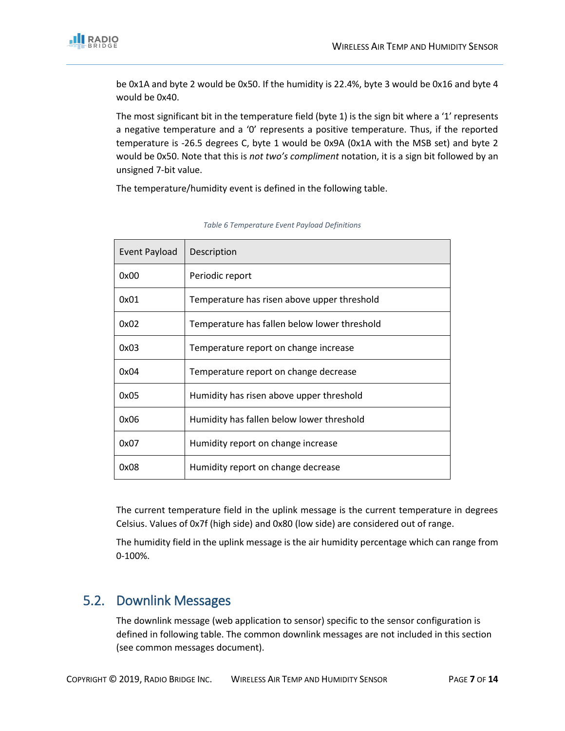be 0x1A and byte 2 would be 0x50. If the humidity is 22.4%, byte 3 would be 0x16 and byte 4 would be 0x40.

The most significant bit in the temperature field (byte 1) is the sign bit where a '1' represents a negative temperature and a '0' represents a positive temperature. Thus, if the reported temperature is -26.5 degrees C, byte 1 would be 0x9A (0x1A with the MSB set) and byte 2 would be 0x50. Note that this is *not two's compliment* notation, it is a sign bit followed by an unsigned 7-bit value.

The temperature/humidity event is defined in the following table.

*Table 6 Temperature Event Payload Definitions*

| Event Payload | Description |
|---|---|
| 0x00 | Periodic report |
| 0x01 | Temperature has risen above upper threshold |
| 0x02 | Temperature has fallen below lower threshold |
| 0x03 | Temperature report on change increase |
| 0x04 | Temperature report on change decrease |
| 0x05 | Humidity has risen above upper threshold |
| 0x06 | Humidity has fallen below lower threshold |
| 0x07 | Humidity report on change increase |
| 0x08 | Humidity report on change decrease |

The current temperature field in the uplink message is the current temperature in degrees Celsius. Values of 0x7f (high side) and 0x80 (low side) are considered out of range.

The humidity field in the uplink message is the air humidity percentage which can range from 0-100%.

## 5.2. Downlink Messages

The downlink message (web application to sensor) specific to the sensor configuration is defined in following table. The common downlink messages are not included in this section (see common messages document).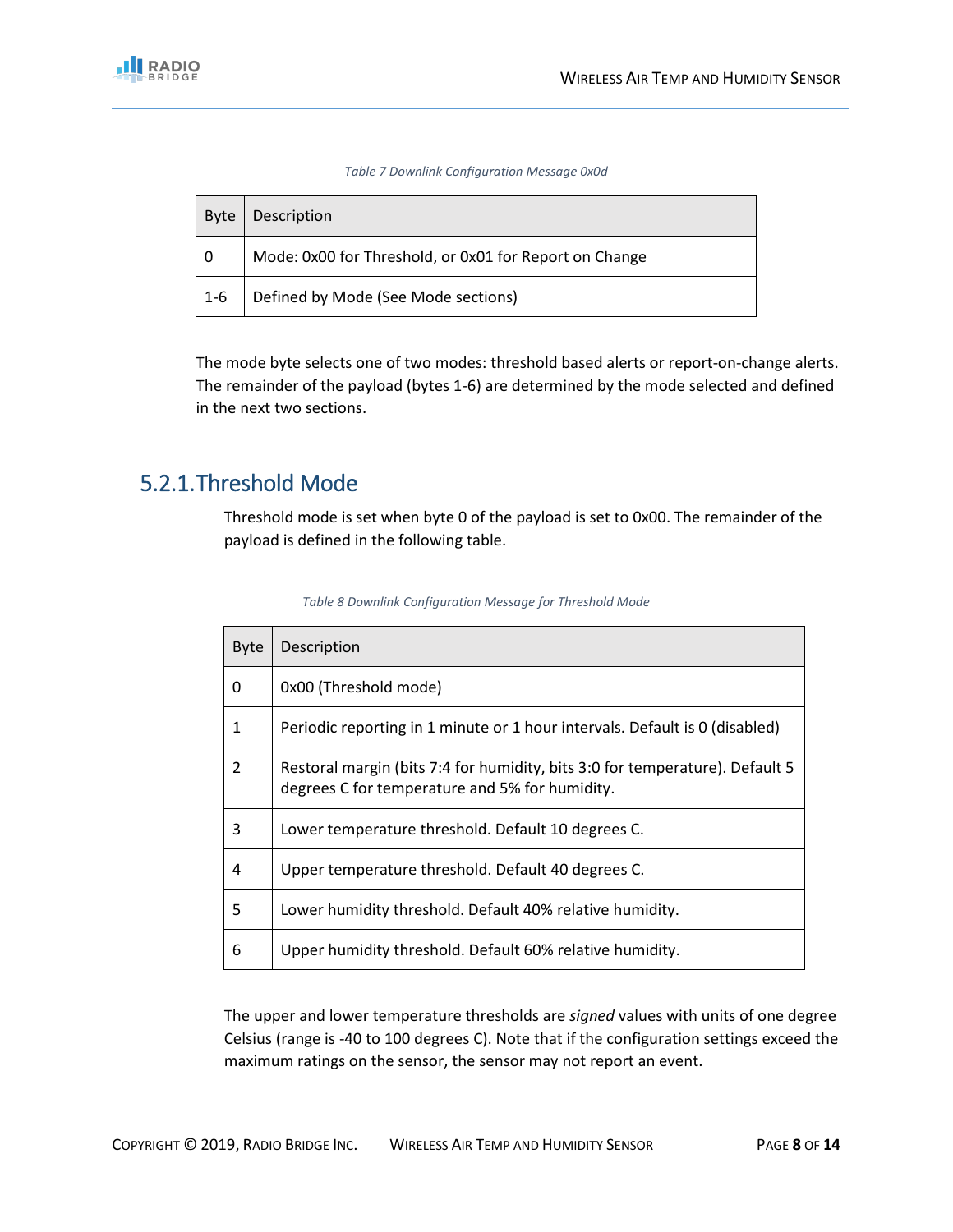*Table 7 Downlink Configuration Message 0x0d*

| Byte | Description |
|---|---|
| 0 | Mode: 0x00 for Threshold, or 0x01 for Report on Change |
| 1-6 | Defined by Mode (See Mode sections) |

The mode byte selects one of two modes: threshold based alerts or report-on-change alerts. The remainder of the payload (bytes 1-6) are determined by the mode selected and defined in the next two sections.

### 5.2.1. Threshold Mode

Threshold mode is set when byte 0 of the payload is set to 0x00. The remainder of the payload is defined in the following table.

*Table 8 Downlink Configuration Message for Threshold Mode*

| Byte | Description |
|---|---|
| 0 | 0x00 (Threshold mode) |
| 1 | Periodic reporting in 1 minute or 1 hour intervals. Default is 0 (disabled) |
| 2 | Restoral margin (bits 7:4 for humidity, bits 3:0 for temperature). Default 5 degrees C for temperature and 5% for humidity. |
| 3 | Lower temperature threshold. Default 10 degrees C. |
| 4 | Upper temperature threshold. Default 40 degrees C. |
| 5 | Lower humidity threshold. Default 40% relative humidity. |
| 6 | Upper humidity threshold. Default 60% relative humidity. |

The upper and lower temperature thresholds are *signed* values with units of one degree Celsius (range is -40 to 100 degrees C). Note that if the configuration settings exceed the maximum ratings on the sensor, the sensor may not report an event.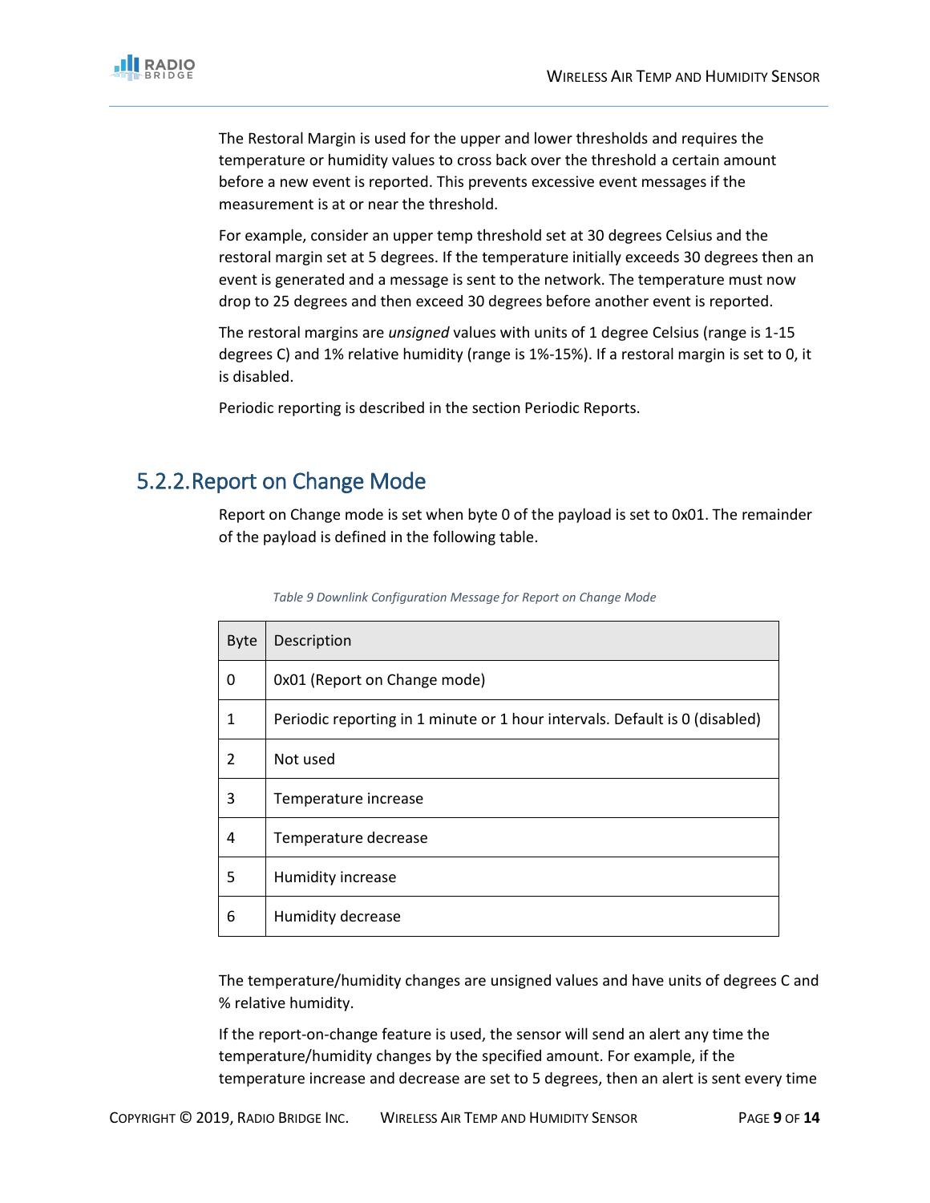The Restoral Margin is used for the upper and lower thresholds and requires the temperature or humidity values to cross back over the threshold a certain amount before a new event is reported. This prevents excessive event messages if the measurement is at or near the threshold.

For example, consider an upper temp threshold set at 30 degrees Celsius and the restoral margin set at 5 degrees. If the temperature initially exceeds 30 degrees then an event is generated and a message is sent to the network. The temperature must now drop to 25 degrees and then exceed 30 degrees before another event is reported.

The restoral margins are *unsigned* values with units of 1 degree Celsius (range is 1-15 degrees C) and 1% relative humidity (range is 1%-15%). If a restoral margin is set to 0, it is disabled.

Periodic reporting is described in the section Periodic Reports.

### 5.2.2. Report on Change Mode

Report on Change mode is set when byte 0 of the payload is set to 0x01. The remainder of the payload is defined in the following table.

*Table 9 Downlink Configuration Message for Report on Change Mode*

| Byte | Description |
|---|---|
| 0 | 0x01 (Report on Change mode) |
| 1 | Periodic reporting in 1 minute or 1 hour intervals. Default is 0 (disabled) |
| 2 | Not used |
| 3 | Temperature increase |
| 4 | Temperature decrease |
| 5 | Humidity increase |
| 6 | Humidity decrease |

The temperature/humidity changes are unsigned values and have units of degrees C and % relative humidity.

If the report-on-change feature is used, the sensor will send an alert any time the temperature/humidity changes by the specified amount. For example, if the temperature increase and decrease are set to 5 degrees, then an alert is sent every time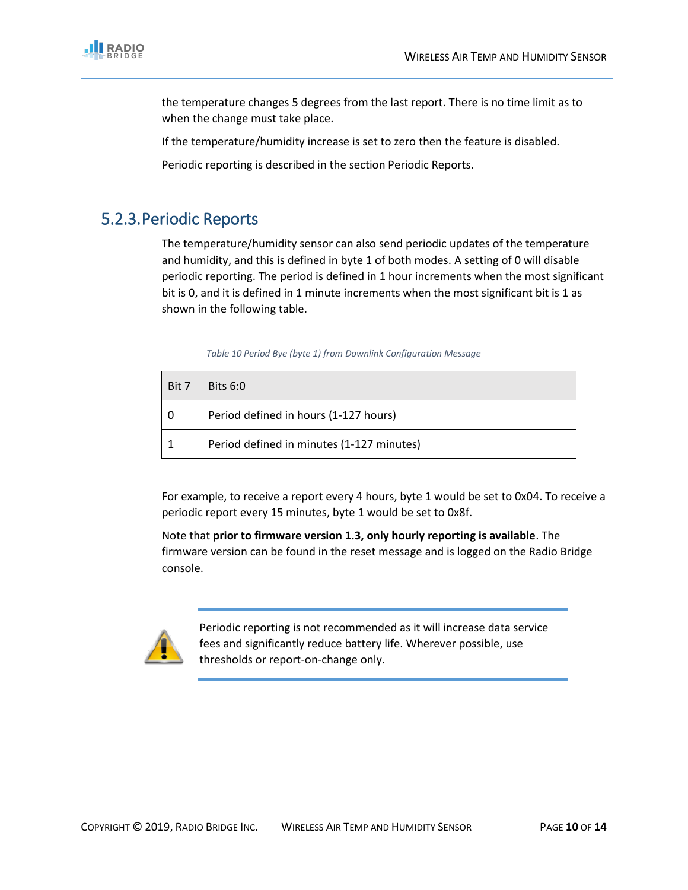the temperature changes 5 degrees from the last report. There is no time limit as to when the change must take place.

If the temperature/humidity increase is set to zero then the feature is disabled.

Periodic reporting is described in the section Periodic Reports.

### 5.2.3. Periodic Reports

The temperature/humidity sensor can also send periodic updates of the temperature and humidity, and this is defined in byte 1 of both modes. A setting of 0 will disable periodic reporting. The period is defined in 1 hour increments when the most significant bit is 0, and it is defined in 1 minute increments when the most significant bit is 1 as shown in the following table.

*Table 10 Period Bye (byte 1) from Downlink Configuration Message*

| Bit 7 | Bits 6:0 |
|---|---|
| 0 | Period defined in hours (1-127 hours) |
| 1 | Period defined in minutes (1-127 minutes) |

For example, to receive a report every 4 hours, byte 1 would be set to 0x04. To receive a periodic report every 15 minutes, byte 1 would be set to 0x8f.

Note that **prior to firmware version 1.3, only hourly reporting is available**. The firmware version can be found in the reset message and is logged on the Radio Bridge console.

> Periodic reporting is not recommended as it will increase data service fees and significantly reduce battery life. Wherever possible, use thresholds or report-on-change only.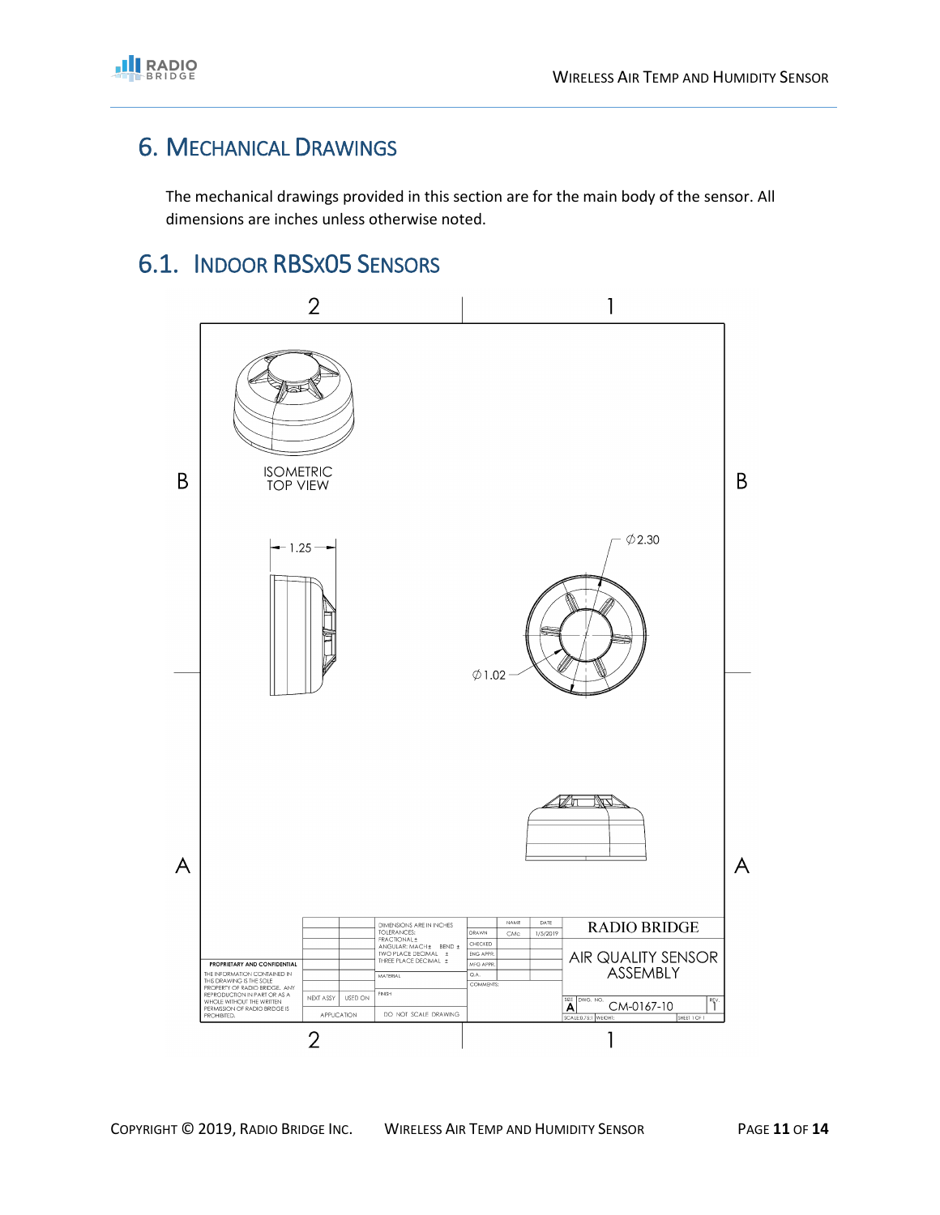# 6. Mechanical Drawings

The mechanical drawings provided in this section are for the main body of the sensor. All dimensions are inches unless otherwise noted.

## 6.1. Indoor RBSx05 Sensors

ISOMETRIC TOP VIEW

1.25

∅2.30

∅1.02

PROPRIETARY AND CONFIDENTIAL

THE INFORMATION CONTAINED IN THIS DRAWING IS THE SOLE PROPERTY OF RADIO BRIDGE. ANY REPRODUCTION IN PART OR AS A WHOLE WITHOUT THE WRITTEN PERMISSION OF RADIO BRIDGE IS PROHIBITED.

| | NAME | DATE |
|---|---|---|
| DRAWN | CMc | 1/5/2019 |
| CHECKED | | |
| ENG APPR. | | |
| MFG APPR. | | |
| Q.A. | | |
| COMMENTS: | | |

DIMENSIONS ARE IN INCHES
TOLERANCES:
FRACTIONAL ±
ANGULAR: MACH ± BEND ±
TWO PLACE DECIMAL ±
THREE PLACE DECIMAL ±

MATERIAL

FINISH

NEXT ASSY | USED ON

APPLICATION

DO NOT SCALE DRAWING

RADIO BRIDGE

AIR QUALITY SENSOR ASSEMBLY

SIZE A | DWG. NO. CM-0167-10 | REV. 1

SCALE: 0.75:1 | WEIGHT: | SHEET 1 OF 1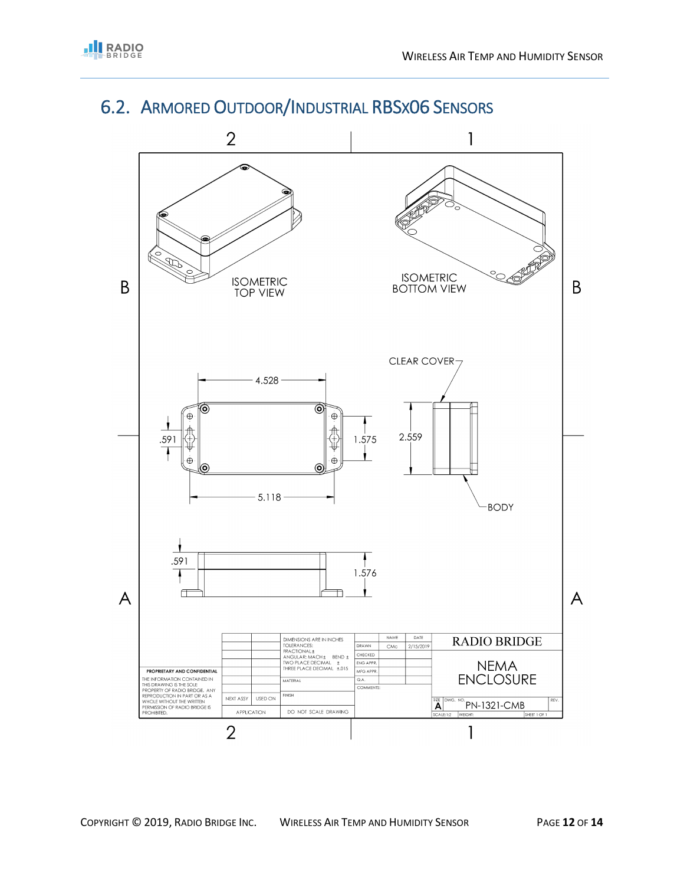## 6.2. ARMORED OUTDOOR/INDUSTRIAL RBSx06 SENSORS

2 1

B

ISOMETRIC TOP VIEW

ISOMETRIC BOTTOM VIEW

B

CLEAR COVER

4.528

.591

1.575

2.559

5.118

BODY

.591

1.576

A A

| | | DIMENSIONS ARE IN INCHES<br>TOLERANCES:<br>FRACTIONAL ±<br>ANGULAR: MACH ± BEND ±<br>TWO PLACE DECIMAL ±<br>THREE PLACE DECIMAL ±.015 | | NAME | DATE | RADIO BRIDGE |
|---|---|---|---|---|---|---|
| | | | DRAWN | CMc | 2/15/2019 | NEMA ENCLOSURE |
| | | | CHECKED | | | |
| | | | ENG APPR. | | | |
| | | | MFG APPR. | | | |
| | | MATERIAL | Q.A. | | | |
| | | | COMMENTS: | | | |
| NEXT ASSY | USED ON | FINISH | | | | SIZE A DWG. NO. PN-1321-CMB REV. |
| APPLICATION | | DO NOT SCALE DRAWING | | | | SCALE: 1:2 WEIGHT: SHEET 1 OF 1 |

PROPRIETARY AND CONFIDENTIAL

THE INFORMATION CONTAINED IN THIS DRAWING IS THE SOLE PROPERTY OF RADIO BRIDGE. ANY REPRODUCTION IN PART OR AS A WHOLE WITHOUT THE WRITTEN PERMISSION OF RADIO BRIDGE IS PROHIBITED.

2 1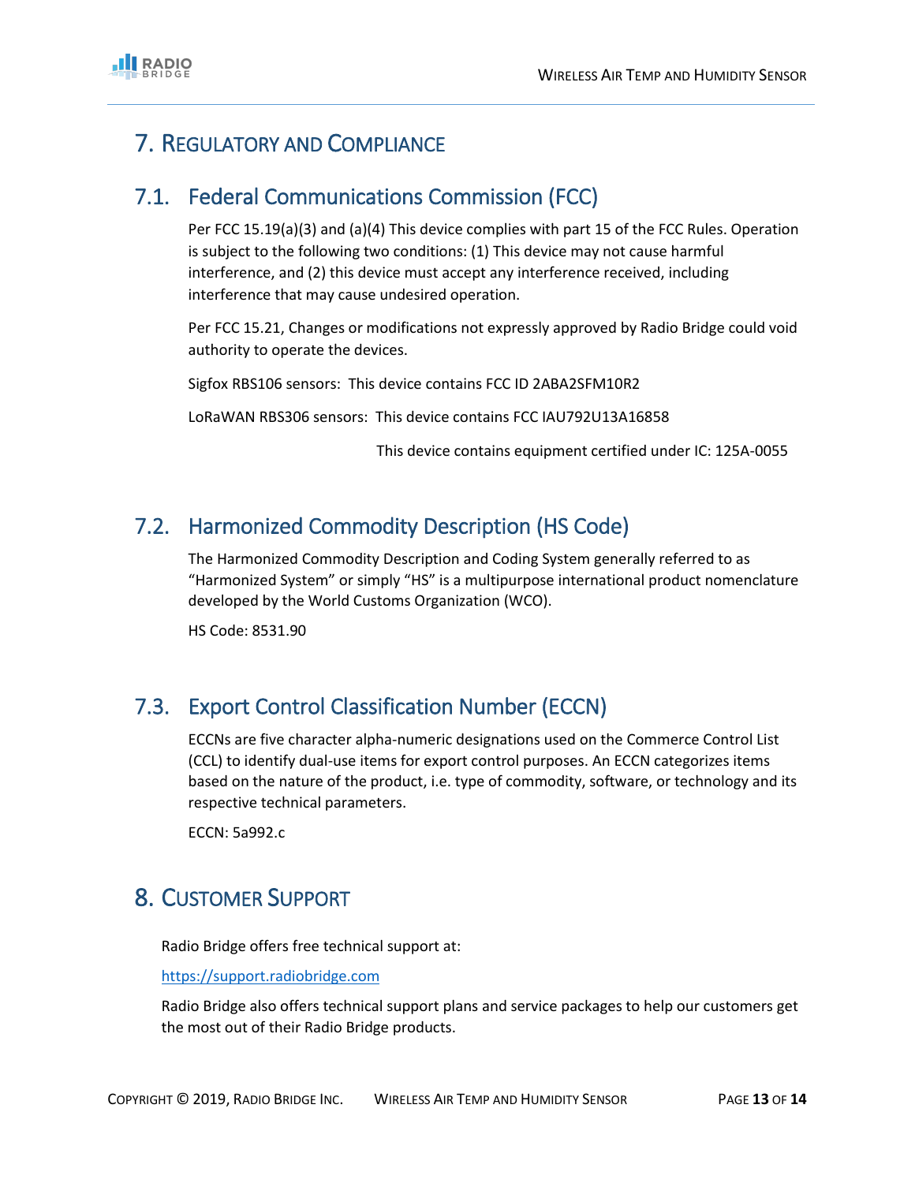# 7. Regulatory and Compliance

## 7.1. Federal Communications Commission (FCC)

Per FCC 15.19(a)(3) and (a)(4) This device complies with part 15 of the FCC Rules. Operation is subject to the following two conditions: (1) This device may not cause harmful interference, and (2) this device must accept any interference received, including interference that may cause undesired operation.

Per FCC 15.21, Changes or modifications not expressly approved by Radio Bridge could void authority to operate the devices.

Sigfox RBS106 sensors: This device contains FCC ID 2ABA2SFM10R2

LoRaWAN RBS306 sensors: This device contains FCC IAU792U13A16858

This device contains equipment certified under IC: 125A-0055

## 7.2. Harmonized Commodity Description (HS Code)

The Harmonized Commodity Description and Coding System generally referred to as "Harmonized System" or simply "HS" is a multipurpose international product nomenclature developed by the World Customs Organization (WCO).

HS Code: 8531.90

## 7.3. Export Control Classification Number (ECCN)

ECCNs are five character alpha-numeric designations used on the Commerce Control List (CCL) to identify dual-use items for export control purposes. An ECCN categorizes items based on the nature of the product, i.e. type of commodity, software, or technology and its respective technical parameters.

ECCN: 5a992.c

# 8. Customer Support

Radio Bridge offers free technical support at:

https://support.radiobridge.com

Radio Bridge also offers technical support plans and service packages to help our customers get the most out of their Radio Bridge products.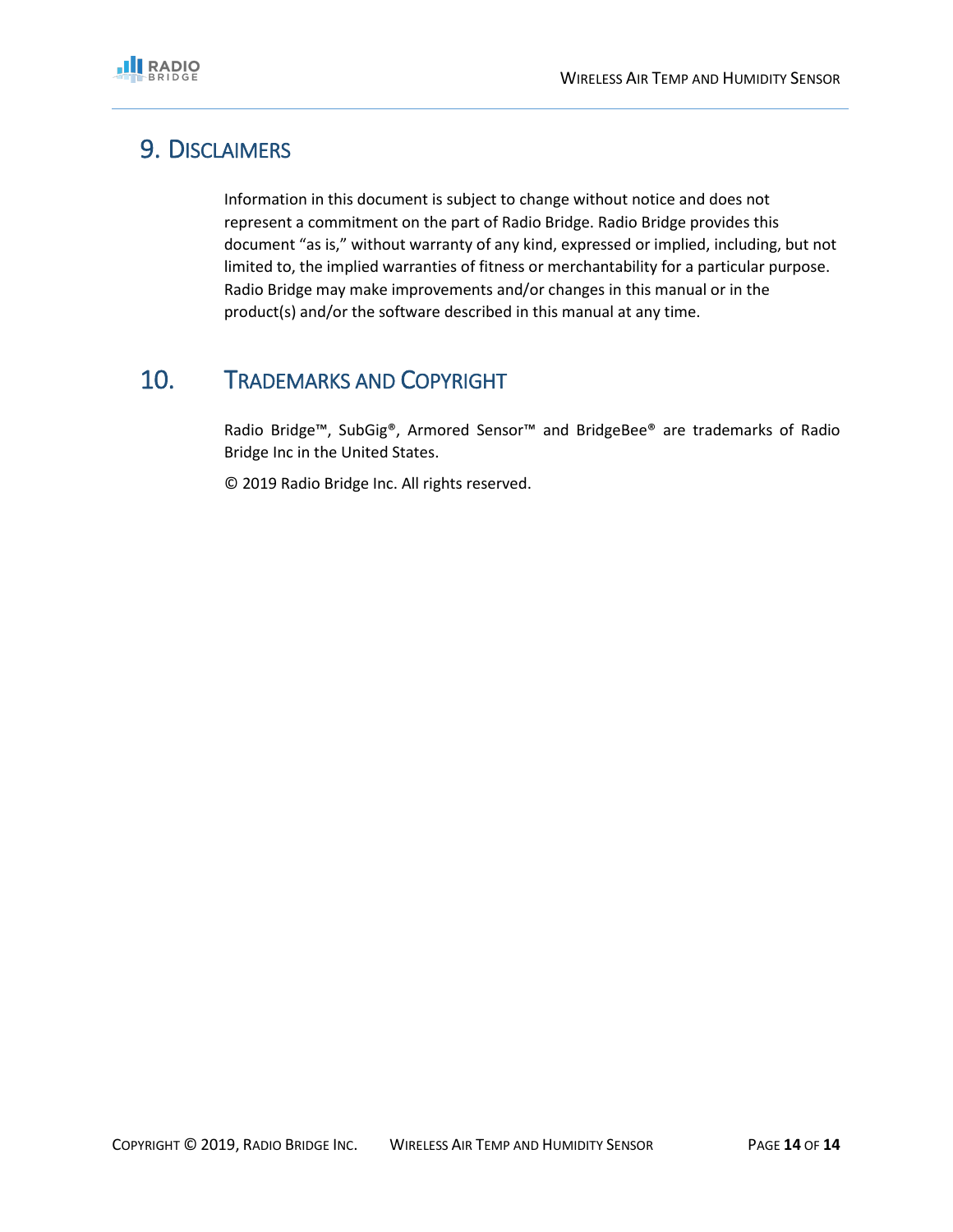# 9. Disclaimers

Information in this document is subject to change without notice and does not represent a commitment on the part of Radio Bridge. Radio Bridge provides this document “as is,” without warranty of any kind, expressed or implied, including, but not limited to, the implied warranties of fitness or merchantability for a particular purpose. Radio Bridge may make improvements and/or changes in this manual or in the product(s) and/or the software described in this manual at any time.

# 10. Trademarks and Copyright

Radio Bridge™, SubGig®, Armored Sensor™ and BridgeBee® are trademarks of Radio Bridge Inc in the United States.

© 2019 Radio Bridge Inc. All rights reserved.